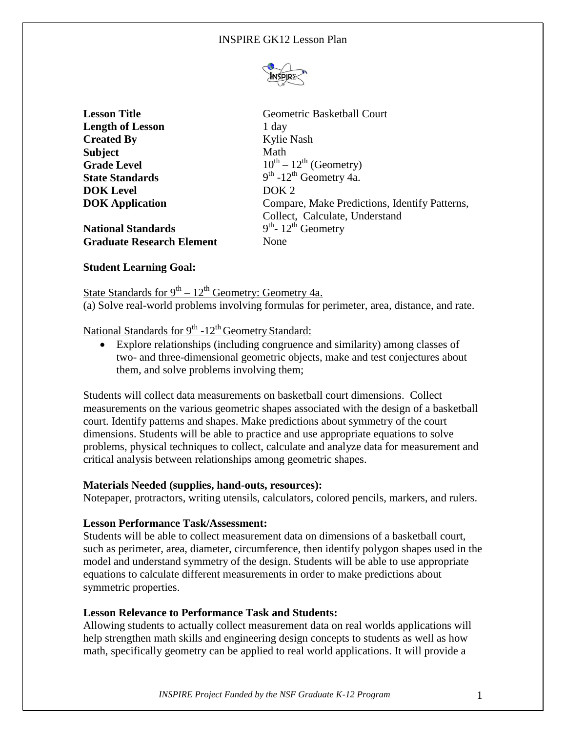| | |
|---|---|
| **Lesson Title** | Geometric Basketball Court |
| **Length of Lesson** | 1 day |
| **Created By** | Kylie Nash |
| **Subject** | Math |
| **Grade Level** | $10^{th}$ – $12^{th}$ (Geometry) |
| **State Standards** | $9^{th}$ -$12^{th}$ Geometry 4a. |
| **DOK Level** | DOK 2 |
| **DOK Application** | Compare, Make Predictions, Identify Patterns, Collect, Calculate, Understand |
| **National Standards** | $9^{th}$- $12^{th}$ Geometry |
| **Graduate Research Element** | None |

**Student Learning Goal:**

State Standards for $9^{th}$ – $12^{th}$ Geometry: Geometry 4a.

(a) Solve real-world problems involving formulas for perimeter, area, distance, and rate.

National Standards for $9^{th}$ -$12^{th}$ Geometry Standard:

- Explore relationships (including congruence and similarity) among classes of two- and three-dimensional geometric objects, make and test conjectures about them, and solve problems involving them;

Students will collect data measurements on basketball court dimensions. Collect measurements on the various geometric shapes associated with the design of a basketball court. Identify patterns and shapes. Make predictions about symmetry of the court dimensions. Students will be able to practice and use appropriate equations to solve problems, physical techniques to collect, calculate and analyze data for measurement and critical analysis between relationships among geometric shapes.

**Materials Needed (supplies, hand-outs, resources):**

Notepaper, protractors, writing utensils, calculators, colored pencils, markers, and rulers.

**Lesson Performance Task/Assessment:**

Students will be able to collect measurement data on dimensions of a basketball court, such as perimeter, area, diameter, circumference, then identify polygon shapes used in the model and understand symmetry of the design. Students will be able to use appropriate equations to calculate different measurements in order to make predictions about symmetric properties.

**Lesson Relevance to Performance Task and Students:**

Allowing students to actually collect measurement data on real worlds applications will help strengthen math skills and engineering design concepts to students as well as how math, specifically geometry can be applied to real world applications. It will provide a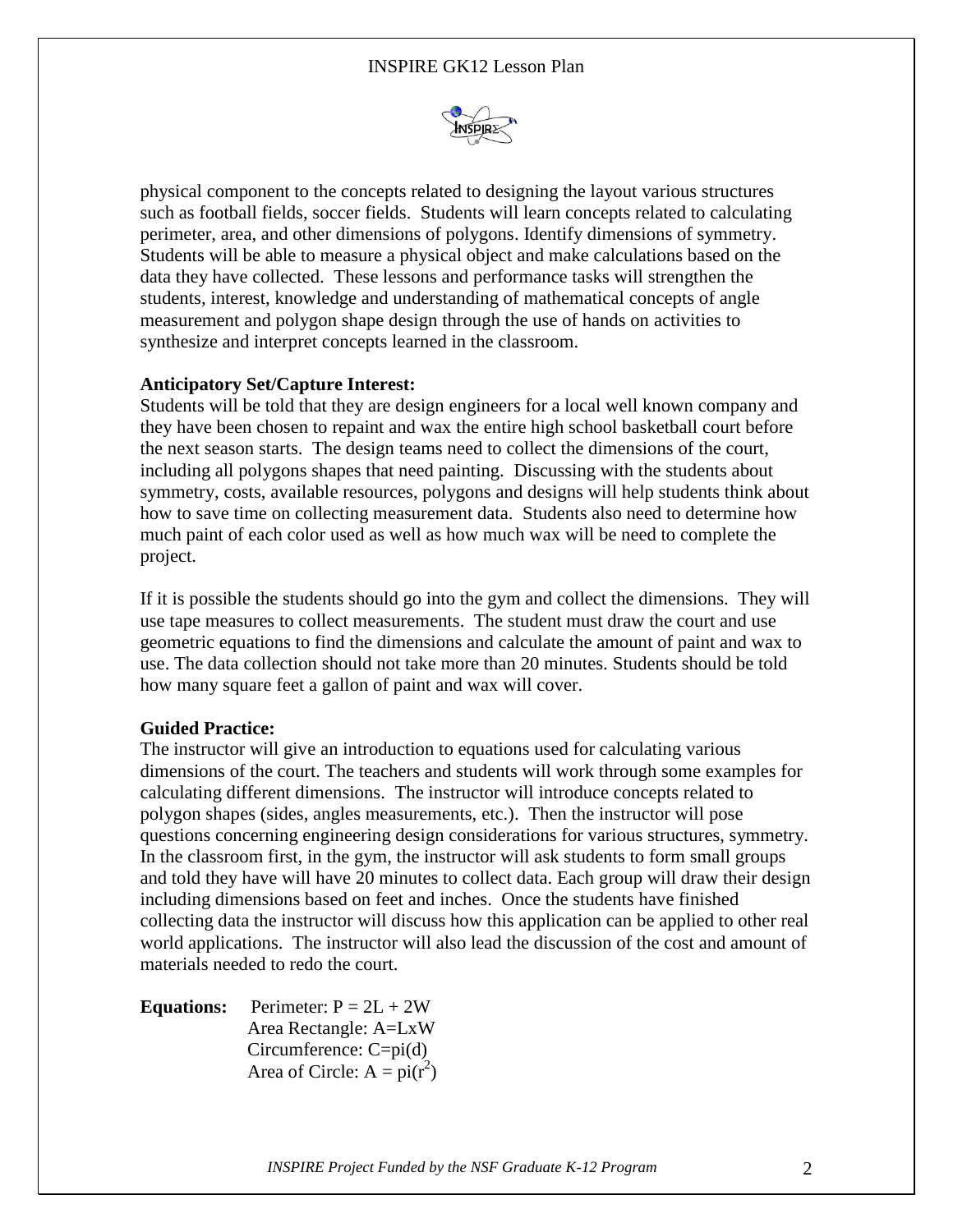physical component to the concepts related to designing the layout various structures such as football fields, soccer fields. Students will learn concepts related to calculating perimeter, area, and other dimensions of polygons. Identify dimensions of symmetry. Students will be able to measure a physical object and make calculations based on the data they have collected. These lessons and performance tasks will strengthen the students, interest, knowledge and understanding of mathematical concepts of angle measurement and polygon shape design through the use of hands on activities to synthesize and interpret concepts learned in the classroom.

**Anticipatory Set/Capture Interest:**
Students will be told that they are design engineers for a local well known company and they have been chosen to repaint and wax the entire high school basketball court before the next season starts. The design teams need to collect the dimensions of the court, including all polygons shapes that need painting. Discussing with the students about symmetry, costs, available resources, polygons and designs will help students think about how to save time on collecting measurement data. Students also need to determine how much paint of each color used as well as how much wax will be need to complete the project.

If it is possible the students should go into the gym and collect the dimensions. They will use tape measures to collect measurements. The student must draw the court and use geometric equations to find the dimensions and calculate the amount of paint and wax to use. The data collection should not take more than 20 minutes. Students should be told how many square feet a gallon of paint and wax will cover.

**Guided Practice:**
The instructor will give an introduction to equations used for calculating various dimensions of the court. The teachers and students will work through some examples for calculating different dimensions. The instructor will introduce concepts related to polygon shapes (sides, angles measurements, etc.). Then the instructor will pose questions concerning engineering design considerations for various structures, symmetry. In the classroom first, in the gym, the instructor will ask students to form small groups and told they have will have 20 minutes to collect data. Each group will draw their design including dimensions based on feet and inches. Once the students have finished collecting data the instructor will discuss how this application can be applied to other real world applications. The instructor will also lead the discussion of the cost and amount of materials needed to redo the court.

**Equations:**
Perimeter: $P = 2L + 2W$
Area Rectangle: $A = L \times W$
Circumference: $C = pi(d)$
Area of Circle: $A = pi(r^2)$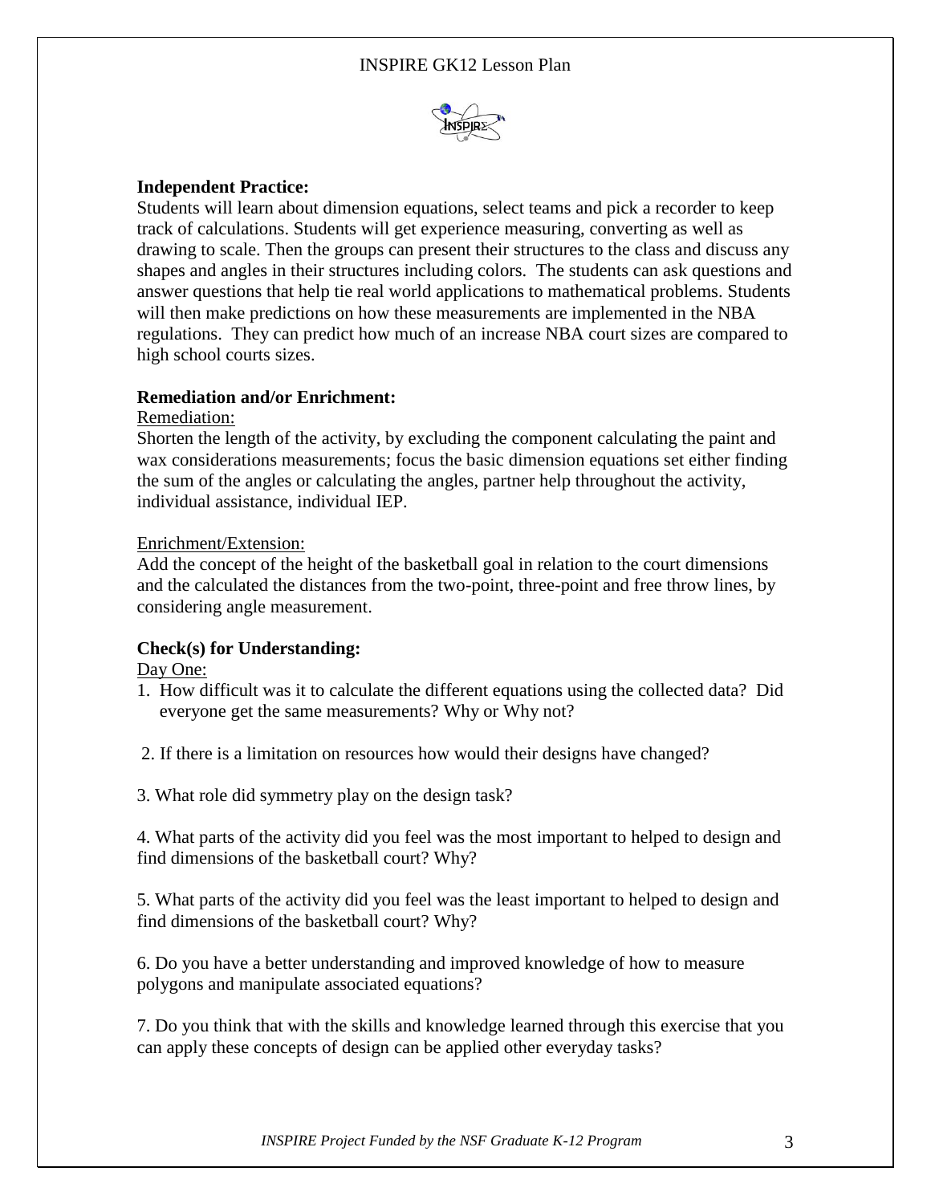**Independent Practice:**

Students will learn about dimension equations, select teams and pick a recorder to keep track of calculations. Students will get experience measuring, converting as well as drawing to scale. Then the groups can present their structures to the class and discuss any shapes and angles in their structures including colors. The students can ask questions and answer questions that help tie real world applications to mathematical problems. Students will then make predictions on how these measurements are implemented in the NBA regulations. They can predict how much of an increase NBA court sizes are compared to high school courts sizes.

**Remediation and/or Enrichment:**

Remediation:

Shorten the length of the activity, by excluding the component calculating the paint and wax considerations measurements; focus the basic dimension equations set either finding the sum of the angles or calculating the angles, partner help throughout the activity, individual assistance, individual IEP.

Enrichment/Extension:

Add the concept of the height of the basketball goal in relation to the court dimensions and the calculated the distances from the two-point, three-point and free throw lines, by considering angle measurement.

**Check(s) for Understanding:**

Day One:

1. How difficult was it to calculate the different equations using the collected data? Did everyone get the same measurements? Why or Why not?

2. If there is a limitation on resources how would their designs have changed?

3. What role did symmetry play on the design task?

4. What parts of the activity did you feel was the most important to helped to design and find dimensions of the basketball court? Why?

5. What parts of the activity did you feel was the least important to helped to design and find dimensions of the basketball court? Why?

6. Do you have a better understanding and improved knowledge of how to measure polygons and manipulate associated equations?

7. Do you think that with the skills and knowledge learned through this exercise that you can apply these concepts of design can be applied other everyday tasks?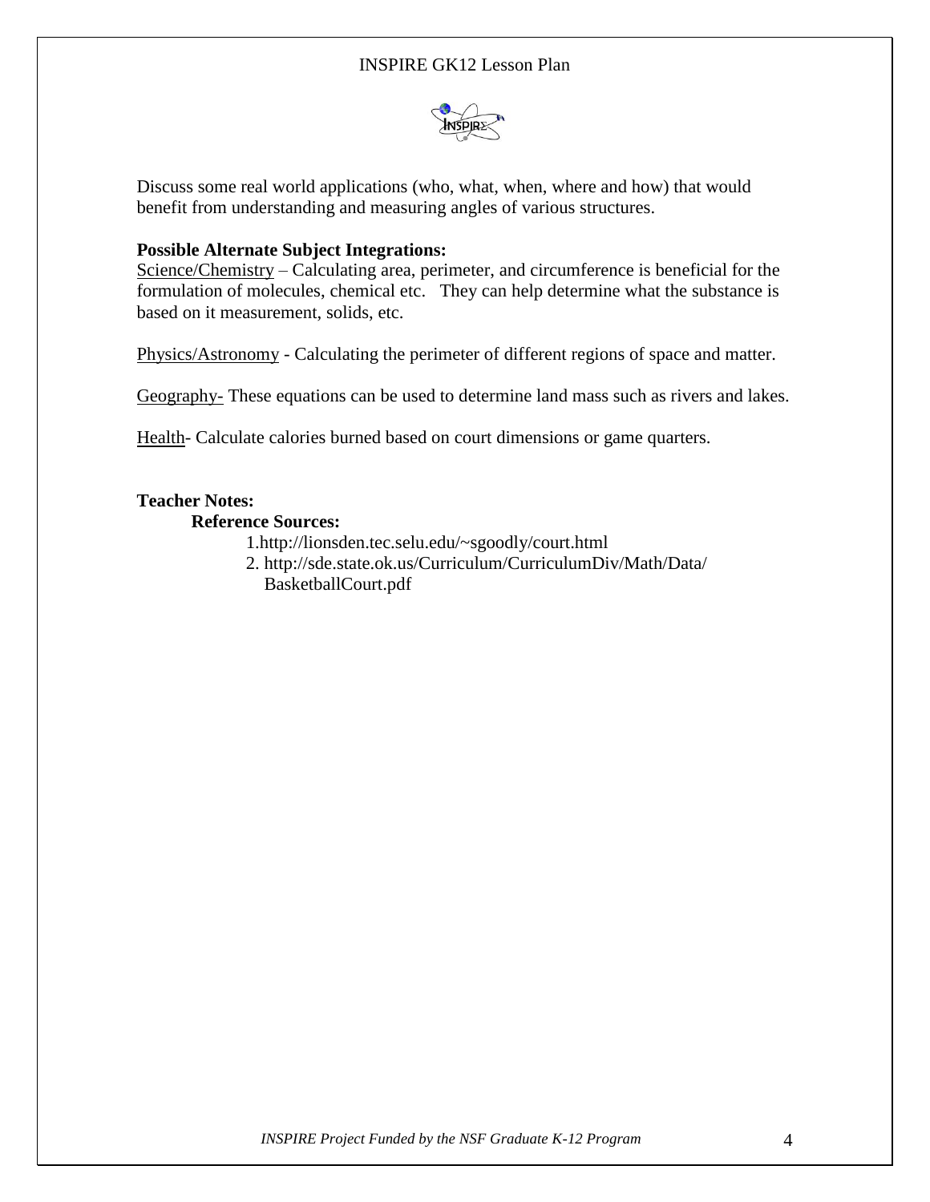Discuss some real world applications (who, what, when, where and how) that would benefit from understanding and measuring angles of various structures.

**Possible Alternate Subject Integrations:**

Science/Chemistry – Calculating area, perimeter, and circumference is beneficial for the formulation of molecules, chemical etc. They can help determine what the substance is based on it measurement, solids, etc.

Physics/Astronomy - Calculating the perimeter of different regions of space and matter.

Geography- These equations can be used to determine land mass such as rivers and lakes.

Health- Calculate calories burned based on court dimensions or game quarters.

**Teacher Notes:**

**Reference Sources:**

1. http://lionsden.tec.selu.edu/~sgoodly/court.html
2. http://sde.state.ok.us/Curriculum/CurriculumDiv/Math/Data/BasketballCourt.pdf